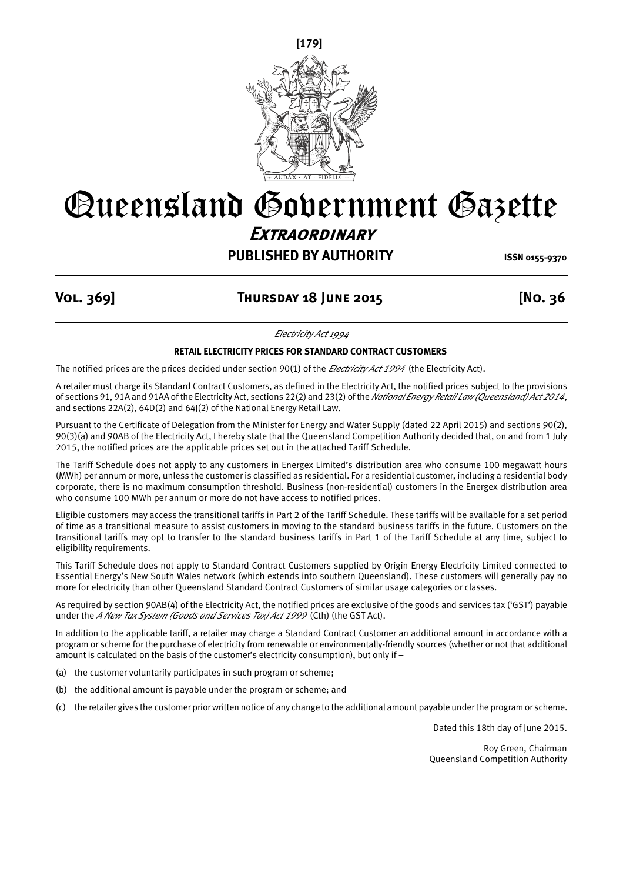# Queensland Government Gazette

## *Extraordinary*

**PUBLISHED BY AUTHORITY** ISSN 0155-9370

**Vol. 369] Thursday 18 June 2015 [No. 36**

*Electricity Act 1994*

**RETAIL ELECTRICITY PRICES FOR STANDARD CONTRACT CUSTOMERS**

The notified prices are the prices decided under section 90(1) of the *Electricity Act 1994* (the Electricity Act).

A retailer must charge its Standard Contract Customers, as defined in the Electricity Act, the notified prices subject to the provisions of sections 91, 91A and 91AA of the Electricity Act, sections 22(2) and 23(2) of the *National Energy Retail Law (Queensland) Act 2014*, and sections 22A(2), 64D(2) and 64J(2) of the National Energy Retail Law.

Pursuant to the Certificate of Delegation from the Minister for Energy and Water Supply (dated 22 April 2015) and sections 90(2), 90(3)(a) and 90AB of the Electricity Act, I hereby state that the Queensland Competition Authority decided that, on and from 1 July 2015, the notified prices are the applicable prices set out in the attached Tariff Schedule.

The Tariff Schedule does not apply to any customers in Energex Limited's distribution area who consume 100 megawatt hours (MWh) per annum or more, unless the customer is classified as residential. For a residential customer, including a residential body corporate, there is no maximum consumption threshold. Business (non-residential) customers in the Energex distribution area who consume 100 MWh per annum or more do not have access to notified prices.

Eligible customers may access the transitional tariffs in Part 2 of the Tariff Schedule. These tariffs will be available for a set period of time as a transitional measure to assist customers in moving to the standard business tariffs in the future. Customers on the transitional tariffs may opt to transfer to the standard business tariffs in Part 1 of the Tariff Schedule at any time, subject to eligibility requirements.

This Tariff Schedule does not apply to Standard Contract Customers supplied by Origin Energy Electricity Limited connected to Essential Energy's New South Wales network (which extends into southern Queensland). These customers will generally pay no more for electricity than other Queensland Standard Contract Customers of similar usage categories or classes.

As required by section 90AB(4) of the Electricity Act, the notified prices are exclusive of the goods and services tax ('GST') payable under the *A New Tax System (Goods and Services Tax) Act 1999* (Cth) (the GST Act).

In addition to the applicable tariff, a retailer may charge a Standard Contract Customer an additional amount in accordance with a program or scheme for the purchase of electricity from renewable or environmentally-friendly sources (whether or not that additional amount is calculated on the basis of the customer's electricity consumption), but only if –

(a) the customer voluntarily participates in such program or scheme;

(b) the additional amount is payable under the program or scheme; and

(c) the retailer gives the customer prior written notice of any change to the additional amount payable under the program or scheme.

Dated this 18th day of June 2015.

Roy Green, Chairman
Queensland Competition Authority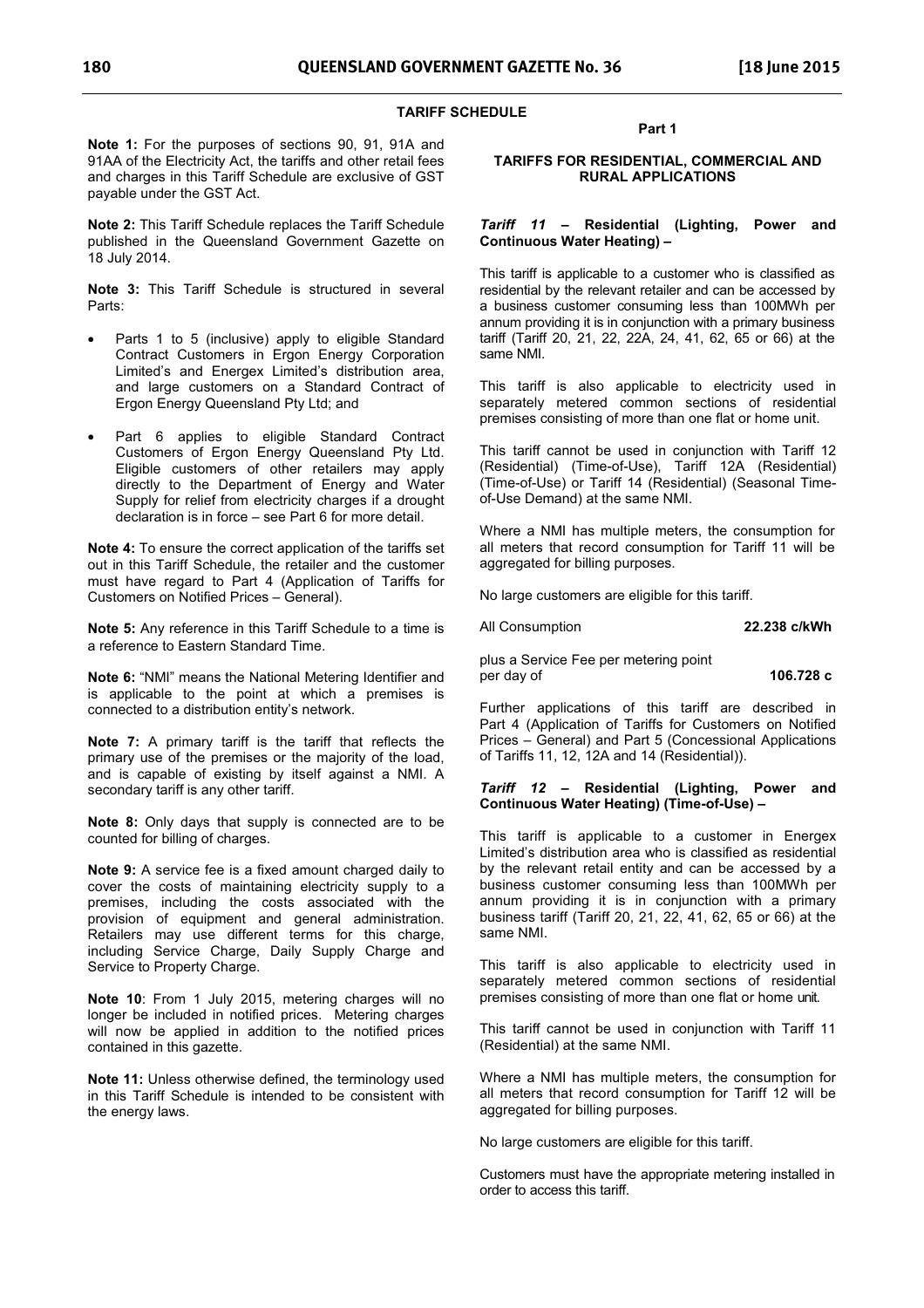## TARIFF SCHEDULE

**Note 1:** For the purposes of sections 90, 91, 91A and 91AA of the Electricity Act, the tariffs and other retail fees and charges in this Tariff Schedule are exclusive of GST payable under the GST Act.

**Note 2:** This Tariff Schedule replaces the Tariff Schedule published in the Queensland Government Gazette on 18 July 2014.

**Note 3:** This Tariff Schedule is structured in several Parts:

- Parts 1 to 5 (inclusive) apply to eligible Standard Contract Customers in Ergon Energy Corporation Limited's and Energex Limited's distribution area, and large customers on a Standard Contract of Ergon Energy Queensland Pty Ltd; and
- Part 6 applies to eligible Standard Contract Customers of Ergon Energy Queensland Pty Ltd. Eligible customers of other retailers may apply directly to the Department of Energy and Water Supply for relief from electricity charges if a drought declaration is in force – see Part 6 for more detail.

**Note 4:** To ensure the correct application of the tariffs set out in this Tariff Schedule, the retailer and the customer must have regard to Part 4 (Application of Tariffs for Customers on Notified Prices – General).

**Note 5:** Any reference in this Tariff Schedule to a time is a reference to Eastern Standard Time.

**Note 6:** "NMI" means the National Metering Identifier and is applicable to the point at which a premises is connected to a distribution entity's network.

**Note 7:** A primary tariff is the tariff that reflects the primary use of the premises or the majority of the load, and is capable of existing by itself against a NMI. A secondary tariff is any other tariff.

**Note 8:** Only days that supply is connected are to be counted for billing of charges.

**Note 9:** A service fee is a fixed amount charged daily to cover the costs of maintaining electricity supply to a premises, including the costs associated with the provision of equipment and general administration. Retailers may use different terms for this charge, including Service Charge, Daily Supply Charge and Service to Property Charge.

**Note 10**: From 1 July 2015, metering charges will no longer be included in notified prices. Metering charges will now be applied in addition to the notified prices contained in this gazette.

**Note 11:** Unless otherwise defined, the terminology used in this Tariff Schedule is intended to be consistent with the energy laws.

### Part 1

### TARIFFS FOR RESIDENTIAL, COMMERCIAL AND RURAL APPLICATIONS

#### *Tariff 11* – Residential (Lighting, Power and Continuous Water Heating) –

This tariff is applicable to a customer who is classified as residential by the relevant retailer and can be accessed by a business customer consuming less than 100MWh per annum providing it is in conjunction with a primary business tariff (Tariff 20, 21, 22, 22A, 24, 41, 62, 65 or 66) at the same NMI.

This tariff is also applicable to electricity used in separately metered common sections of residential premises consisting of more than one flat or home unit.

This tariff cannot be used in conjunction with Tariff 12 (Residential) (Time-of-Use), Tariff 12A (Residential) (Time-of-Use) or Tariff 14 (Residential) (Seasonal Time-of-Use Demand) at the same NMI.

Where a NMI has multiple meters, the consumption for all meters that record consumption for Tariff 11 will be aggregated for billing purposes.

No large customers are eligible for this tariff.

| | |
|---|---|
| All Consumption | **22.238 c/kWh** |
| plus a Service Fee per metering point per day of | **106.728 c** |

Further applications of this tariff are described in Part 4 (Application of Tariffs for Customers on Notified Prices – General) and Part 5 (Concessional Applications of Tariffs 11, 12, 12A and 14 (Residential)).

#### *Tariff 12* – Residential (Lighting, Power and Continuous Water Heating) (Time-of-Use) –

This tariff is applicable to a customer in Energex Limited's distribution area who is classified as residential by the relevant retail entity and can be accessed by a business customer consuming less than 100MWh per annum providing it is in conjunction with a primary business tariff (Tariff 20, 21, 22, 41, 62, 65 or 66) at the same NMI.

This tariff is also applicable to electricity used in separately metered common sections of residential premises consisting of more than one flat or home unit.

This tariff cannot be used in conjunction with Tariff 11 (Residential) at the same NMI.

Where a NMI has multiple meters, the consumption for all meters that record consumption for Tariff 12 will be aggregated for billing purposes.

No large customers are eligible for this tariff.

Customers must have the appropriate metering installed in order to access this tariff.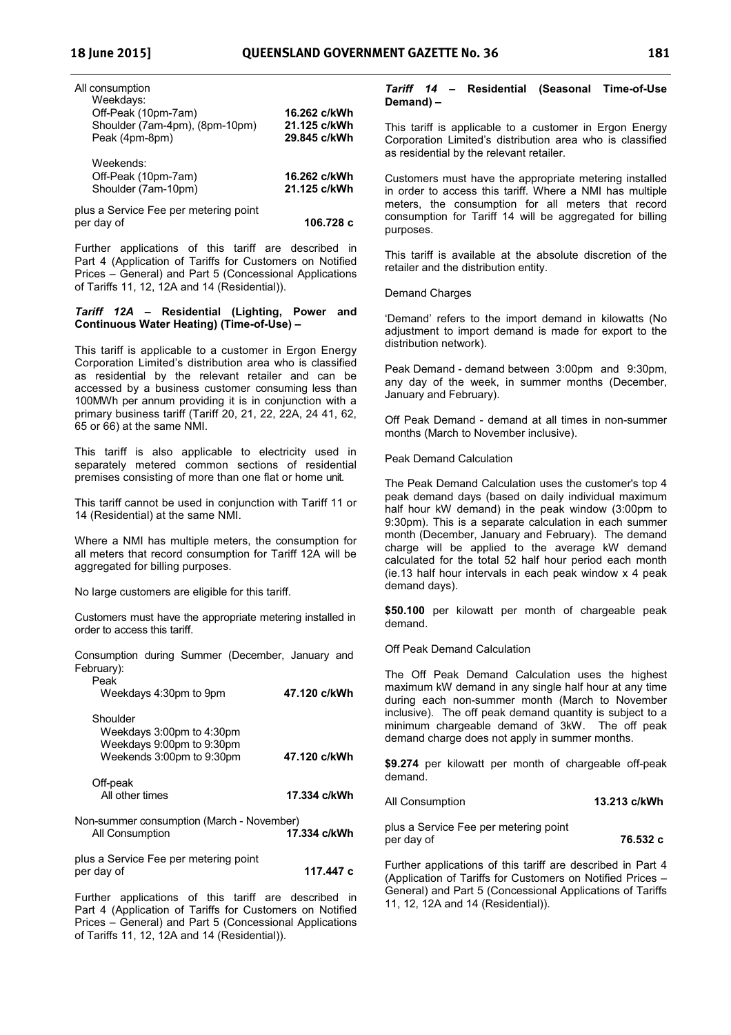All consumption

| | |
|---|---|
| Weekdays: | |
| Off-Peak (10pm-7am) | **16.262 c/kWh** |
| Shoulder (7am-4pm), (8pm-10pm) | **21.125 c/kWh** |
| Peak (4pm-8pm) | **29.845 c/kWh** |
| Weekends: | |
| Off-Peak (10pm-7am) | **16.262 c/kWh** |
| Shoulder (7am-10pm) | **21.125 c/kWh** |

plus a Service Fee per metering point per day of **106.728 c**

Further applications of this tariff are described in Part 4 (Application of Tariffs for Customers on Notified Prices – General) and Part 5 (Concessional Applications of Tariffs 11, 12, 12A and 14 (Residential)).

### *Tariff 12A* – Residential (Lighting, Power and Continuous Water Heating) (Time-of-Use) –

This tariff is applicable to a customer in Ergon Energy Corporation Limited's distribution area who is classified as residential by the relevant retailer and can be accessed by a business customer consuming less than 100MWh per annum providing it is in conjunction with a primary business tariff (Tariff 20, 21, 22, 22A, 24 41, 62, 65 or 66) at the same NMI.

This tariff is also applicable to electricity used in separately metered common sections of residential premises consisting of more than one flat or home unit.

This tariff cannot be used in conjunction with Tariff 11 or 14 (Residential) at the same NMI.

Where a NMI has multiple meters, the consumption for all meters that record consumption for Tariff 12A will be aggregated for billing purposes.

No large customers are eligible for this tariff.

Customers must have the appropriate metering installed in order to access this tariff.

Consumption during Summer (December, January and February):

| | |
|---|---|
| Peak | |
| Weekdays 4:30pm to 9pm | **47.120 c/kWh** |
| Shoulder | |
| Weekdays 3:00pm to 4:30pm | |
| Weekdays 9:00pm to 9:30pm | |
| Weekends 3:00pm to 9:30pm | **47.120 c/kWh** |
| Off-peak | |
| All other times | **17.334 c/kWh** |

Non-summer consumption (March - November)

| | |
|---|---|
| All Consumption | **17.334 c/kWh** |

plus a Service Fee per metering point per day of **117.447 c**

Further applications of this tariff are described in Part 4 (Application of Tariffs for Customers on Notified Prices – General) and Part 5 (Concessional Applications of Tariffs 11, 12, 12A and 14 (Residential)).

### *Tariff 14* – Residential (Seasonal Time-of-Use Demand) –

This tariff is applicable to a customer in Ergon Energy Corporation Limited's distribution area who is classified as residential by the relevant retailer.

Customers must have the appropriate metering installed in order to access this tariff. Where a NMI has multiple meters, the consumption for all meters that record consumption for Tariff 14 will be aggregated for billing purposes.

This tariff is available at the absolute discretion of the retailer and the distribution entity.

Demand Charges

'Demand' refers to the import demand in kilowatts (No adjustment to import demand is made for export to the distribution network).

Peak Demand - demand between 3:00pm and 9:30pm, any day of the week, in summer months (December, January and February).

Off Peak Demand - demand at all times in non-summer months (March to November inclusive).

Peak Demand Calculation

The Peak Demand Calculation uses the customer's top 4 peak demand days (based on daily individual maximum half hour kW demand) in the peak window (3:00pm to 9:30pm). This is a separate calculation in each summer month (December, January and February). The demand charge will be applied to the average kW demand calculated for the total 52 half hour period each month (ie.13 half hour intervals in each peak window x 4 peak demand days).

**$50.100** per kilowatt per month of chargeable peak demand.

Off Peak Demand Calculation

The Off Peak Demand Calculation uses the highest maximum kW demand in any single half hour at any time during each non-summer month (March to November inclusive). The off peak demand quantity is subject to a minimum chargeable demand of 3kW. The off peak demand charge does not apply in summer months.

**$9.274** per kilowatt per month of chargeable off-peak demand.

| | |
|---|---|
| All Consumption | **13.213 c/kWh** |

plus a Service Fee per metering point per day of **76.532 c**

Further applications of this tariff are described in Part 4 (Application of Tariffs for Customers on Notified Prices – General) and Part 5 (Concessional Applications of Tariffs 11, 12, 12A and 14 (Residential)).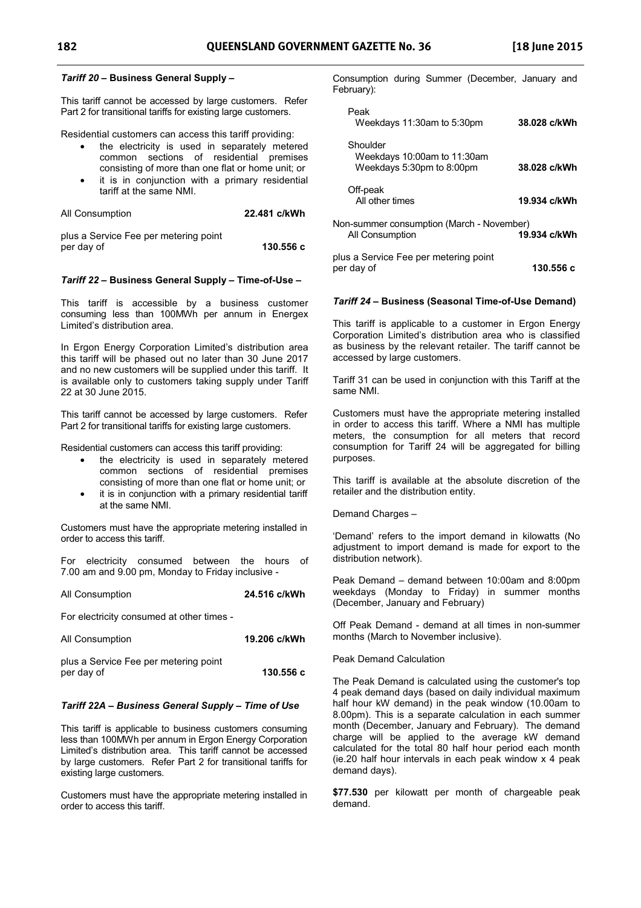### *Tariff 20* – Business General Supply –

This tariff cannot be accessed by large customers. Refer Part 2 for transitional tariffs for existing large customers.

Residential customers can access this tariff providing:

- the electricity is used in separately metered common sections of residential premises consisting of more than one flat or home unit; or
- it is in conjunction with a primary residential tariff at the same NMI.

| | |
|---|---|
| All Consumption | **22.481 c/kWh** |
| plus a Service Fee per metering point per day of | **130.556 c** |

### *Tariff 22* – Business General Supply – Time-of-Use –

This tariff is accessible by a business customer consuming less than 100MWh per annum in Energex Limited's distribution area.

In Ergon Energy Corporation Limited's distribution area this tariff will be phased out no later than 30 June 2017 and no new customers will be supplied under this tariff. It is available only to customers taking supply under Tariff 22 at 30 June 2015.

This tariff cannot be accessed by large customers. Refer Part 2 for transitional tariffs for existing large customers.

Residential customers can access this tariff providing:

- the electricity is used in separately metered common sections of residential premises consisting of more than one flat or home unit; or
- it is in conjunction with a primary residential tariff at the same NMI.

Customers must have the appropriate metering installed in order to access this tariff.

For electricity consumed between the hours of 7.00 am and 9.00 pm, Monday to Friday inclusive -

| | |
|---|---|
| All Consumption | **24.516 c/kWh** |

For electricity consumed at other times -

| | |
|---|---|
| All Consumption | **19.206 c/kWh** |
| plus a Service Fee per metering point per day of | **130.556 c** |

### *Tariff 22A – Business General Supply – Time of Use*

This tariff is applicable to business customers consuming less than 100MWh per annum in Ergon Energy Corporation Limited's distribution area. This tariff cannot be accessed by large customers. Refer Part 2 for transitional tariffs for existing large customers.

Customers must have the appropriate metering installed in order to access this tariff.

Consumption during Summer (December, January and February):

| | |
|---|---|
| Peak<br>Weekdays 11:30am to 5:30pm | **38.028 c/kWh** |
| Shoulder<br>Weekdays 10:00am to 11:30am<br>Weekdays 5:30pm to 8:00pm | **38.028 c/kWh** |
| Off-peak<br>All other times | **19.934 c/kWh** |

Non-summer consumption (March - November)

| | |
|---|---|
| All Consumption | **19.934 c/kWh** |
| plus a Service Fee per metering point per day of | **130.556 c** |

### *Tariff 24* – Business (Seasonal Time-of-Use Demand)

This tariff is applicable to a customer in Ergon Energy Corporation Limited's distribution area who is classified as business by the relevant retailer. The tariff cannot be accessed by large customers.

Tariff 31 can be used in conjunction with this Tariff at the same NMI.

Customers must have the appropriate metering installed in order to access this tariff. Where a NMI has multiple meters, the consumption for all meters that record consumption for Tariff 24 will be aggregated for billing purposes.

This tariff is available at the absolute discretion of the retailer and the distribution entity.

Demand Charges –

'Demand' refers to the import demand in kilowatts (No adjustment to import demand is made for export to the distribution network).

Peak Demand – demand between 10:00am and 8:00pm weekdays (Monday to Friday) in summer months (December, January and February)

Off Peak Demand - demand at all times in non-summer months (March to November inclusive).

Peak Demand Calculation

The Peak Demand is calculated using the customer's top 4 peak demand days (based on daily individual maximum half hour kW demand) in the peak window (10.00am to 8.00pm). This is a separate calculation in each summer month (December, January and February). The demand charge will be applied to the average kW demand calculated for the total 80 half hour period each month (ie.20 half hour intervals in each peak window x 4 peak demand days).

**$77.530** per kilowatt per month of chargeable peak demand.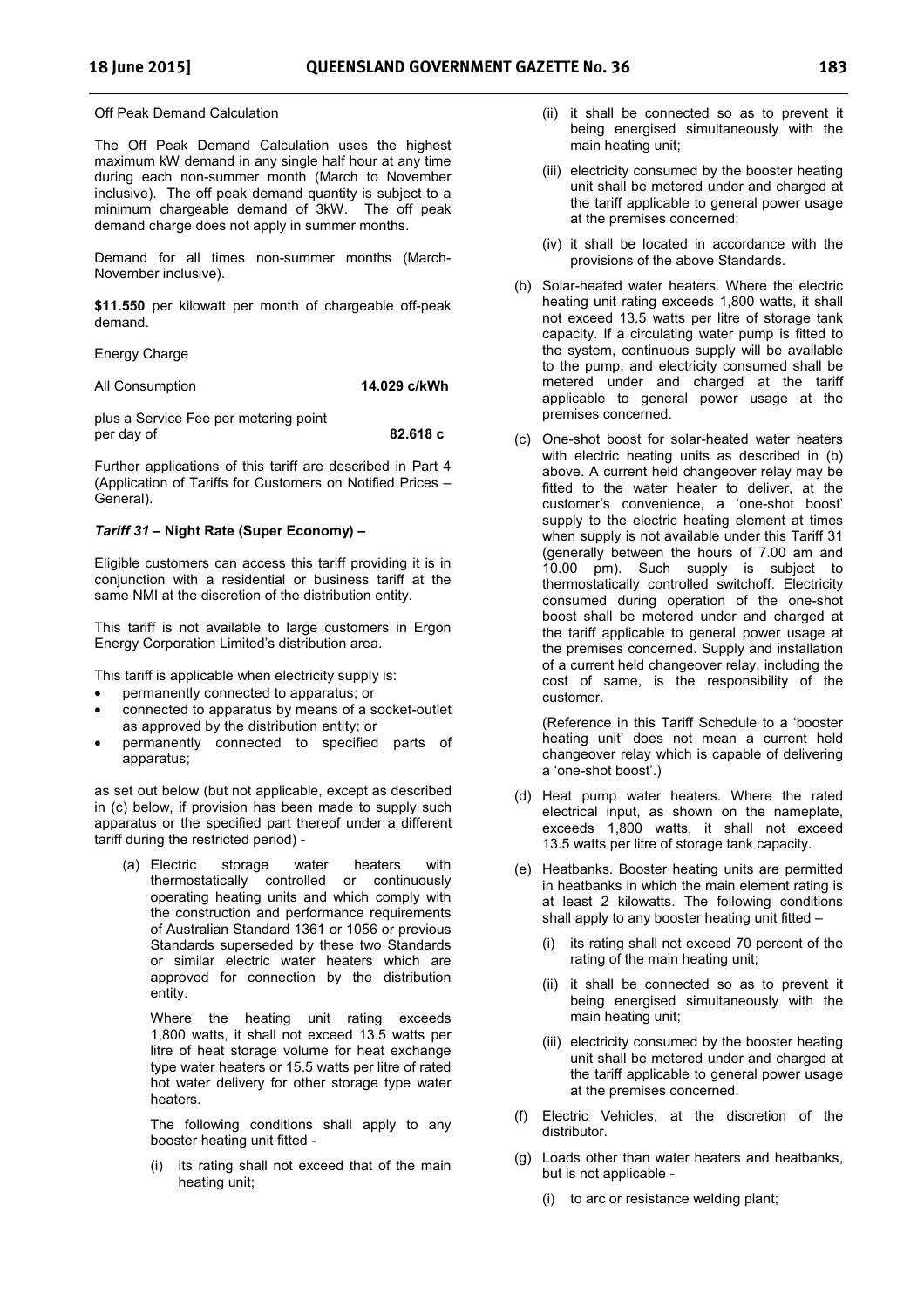Off Peak Demand Calculation

The Off Peak Demand Calculation uses the highest maximum kW demand in any single half hour at any time during each non-summer month (March to November inclusive). The off peak demand quantity is subject to a minimum chargeable demand of 3kW. The off peak demand charge does not apply in summer months.

Demand for all times non-summer months (March-November inclusive).

**$11.550** per kilowatt per month of chargeable off-peak demand.

Energy Charge

| | |
|---|---|
| All Consumption | **14.029 c/kWh** |
| plus a Service Fee per metering point per day of | **82.618 c** |

Further applications of this tariff are described in Part 4 (Application of Tariffs for Customers on Notified Prices – General).

### *Tariff 31* – Night Rate (Super Economy) –

Eligible customers can access this tariff providing it is in conjunction with a residential or business tariff at the same NMI at the discretion of the distribution entity.

This tariff is not available to large customers in Ergon Energy Corporation Limited's distribution area.

This tariff is applicable when electricity supply is:

- permanently connected to apparatus; or
- connected to apparatus by means of a socket-outlet as approved by the distribution entity; or
- permanently connected to specified parts of apparatus;

as set out below (but not applicable, except as described in (c) below, if provision has been made to supply such apparatus or the specified part thereof under a different tariff during the restricted period) -

(a) Electric storage water heaters with thermostatically controlled or continuously operating heating units and which comply with the construction and performance requirements of Australian Standard 1361 or 1056 or previous Standards superseded by these two Standards or similar electric water heaters which are approved for connection by the distribution entity.

Where the heating unit rating exceeds 1,800 watts, it shall not exceed 13.5 watts per litre of heat storage volume for heat exchange type water heaters or 15.5 watts per litre of rated hot water delivery for other storage type water heaters.

The following conditions shall apply to any booster heating unit fitted -

(i) its rating shall not exceed that of the main heating unit;

(ii) it shall be connected so as to prevent it being energised simultaneously with the main heating unit;

(iii) electricity consumed by the booster heating unit shall be metered under and charged at the tariff applicable to general power usage at the premises concerned;

(iv) it shall be located in accordance with the provisions of the above Standards.

(b) Solar-heated water heaters. Where the electric heating unit rating exceeds 1,800 watts, it shall not exceed 13.5 watts per litre of storage tank capacity. If a circulating water pump is fitted to the system, continuous supply will be available to the pump, and electricity consumed shall be metered under and charged at the tariff applicable to general power usage at the premises concerned.

(c) One-shot boost for solar-heated water heaters with electric heating units as described in (b) above. A current held changeover relay may be fitted to the water heater to deliver, at the customer's convenience, a 'one-shot boost' supply to the electric heating element at times when supply is not available under this Tariff 31 (generally between the hours of 7.00 am and 10.00 pm). Such supply is subject to thermostatically controlled switchoff. Electricity consumed during operation of the one-shot boost shall be metered under and charged at the tariff applicable to general power usage at the premises concerned. Supply and installation of a current held changeover relay, including the cost of same, is the responsibility of the customer.

(Reference in this Tariff Schedule to a 'booster heating unit' does not mean a current held changeover relay which is capable of delivering a 'one-shot boost'.)

(d) Heat pump water heaters. Where the rated electrical input, as shown on the nameplate, exceeds 1,800 watts, it shall not exceed 13.5 watts per litre of storage tank capacity.

(e) Heatbanks. Booster heating units are permitted in heatbanks in which the main element rating is at least 2 kilowatts. The following conditions shall apply to any booster heating unit fitted –

(i) its rating shall not exceed 70 percent of the rating of the main heating unit;

(ii) it shall be connected so as to prevent it being energised simultaneously with the main heating unit;

(iii) electricity consumed by the booster heating unit shall be metered under and charged at the tariff applicable to general power usage at the premises concerned.

(f) Electric Vehicles, at the discretion of the distributor.

(g) Loads other than water heaters and heatbanks, but is not applicable -

(i) to arc or resistance welding plant;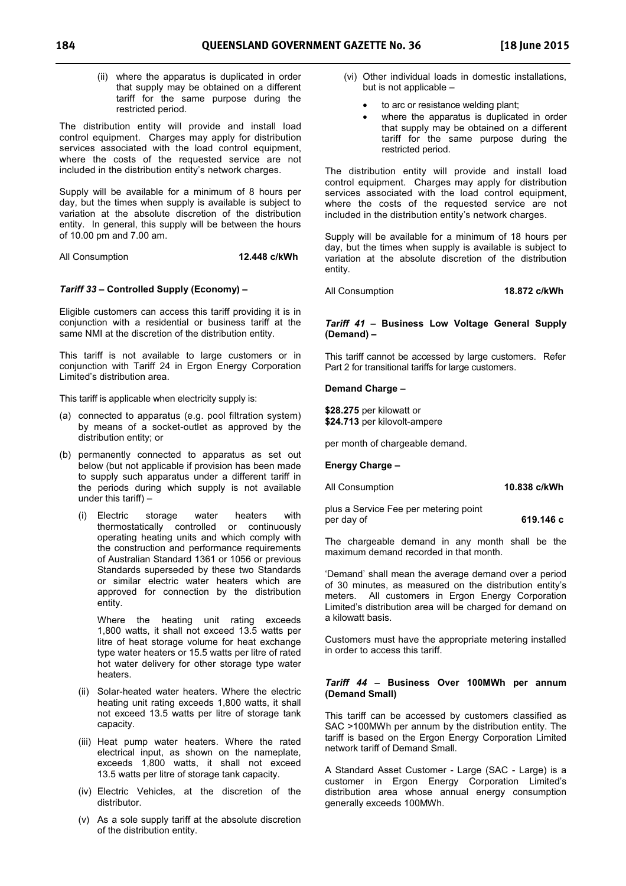(ii) where the apparatus is duplicated in order that supply may be obtained on a different tariff for the same purpose during the restricted period.

The distribution entity will provide and install load control equipment. Charges may apply for distribution services associated with the load control equipment, where the costs of the requested service are not included in the distribution entity's network charges.

Supply will be available for a minimum of 8 hours per day, but the times when supply is available is subject to variation at the absolute discretion of the distribution entity. In general, this supply will be between the hours of 10.00 pm and 7.00 am.

All Consumption **12.448 c/kWh**

### *Tariff 33* – Controlled Supply (Economy) –

Eligible customers can access this tariff providing it is in conjunction with a residential or business tariff at the same NMI at the discretion of the distribution entity.

This tariff is not available to large customers or in conjunction with Tariff 24 in Ergon Energy Corporation Limited's distribution area.

This tariff is applicable when electricity supply is:

(a) connected to apparatus (e.g. pool filtration system) by means of a socket-outlet as approved by the distribution entity; or

(b) permanently connected to apparatus as set out below (but not applicable if provision has been made to supply such apparatus under a different tariff in the periods during which supply is not available under this tariff) –

(i) Electric storage water heaters with thermostatically controlled or continuously operating heating units and which comply with the construction and performance requirements of Australian Standard 1361 or 1056 or previous Standards superseded by these two Standards or similar electric water heaters which are approved for connection by the distribution entity.

Where the heating unit rating exceeds 1,800 watts, it shall not exceed 13.5 watts per litre of heat storage volume for heat exchange type water heaters or 15.5 watts per litre of rated hot water delivery for other storage type water heaters.

(ii) Solar-heated water heaters. Where the electric heating unit rating exceeds 1,800 watts, it shall not exceed 13.5 watts per litre of storage tank capacity.

(iii) Heat pump water heaters. Where the rated electrical input, as shown on the nameplate, exceeds 1,800 watts, it shall not exceed 13.5 watts per litre of storage tank capacity.

(iv) Electric Vehicles, at the discretion of the distributor.

(v) As a sole supply tariff at the absolute discretion of the distribution entity.

(vi) Other individual loads in domestic installations, but is not applicable –

- to arc or resistance welding plant;
- where the apparatus is duplicated in order that supply may be obtained on a different tariff for the same purpose during the restricted period.

The distribution entity will provide and install load control equipment. Charges may apply for distribution services associated with the load control equipment, where the costs of the requested service are not included in the distribution entity's network charges.

Supply will be available for a minimum of 18 hours per day, but the times when supply is available is subject to variation at the absolute discretion of the distribution entity.

All Consumption **18.872 c/kWh**

### *Tariff 41* – Business Low Voltage General Supply (Demand) –

This tariff cannot be accessed by large customers. Refer Part 2 for transitional tariffs for large customers.

**Demand Charge –**

**$28.275** per kilowatt or
**$24.713** per kilovolt-ampere

per month of chargeable demand.

**Energy Charge –**

All Consumption **10.838 c/kWh**

plus a Service Fee per metering point per day of **619.146 c**

The chargeable demand in any month shall be the maximum demand recorded in that month.

'Demand' shall mean the average demand over a period of 30 minutes, as measured on the distribution entity's meters. All customers in Ergon Energy Corporation Limited's distribution area will be charged for demand on a kilowatt basis.

Customers must have the appropriate metering installed in order to access this tariff.

### *Tariff 44* – Business Over 100MWh per annum (Demand Small)

This tariff can be accessed by customers classified as SAC >100MWh per annum by the distribution entity. The tariff is based on the Ergon Energy Corporation Limited network tariff of Demand Small.

A Standard Asset Customer - Large (SAC - Large) is a customer in Ergon Energy Corporation Limited's distribution area whose annual energy consumption generally exceeds 100MWh.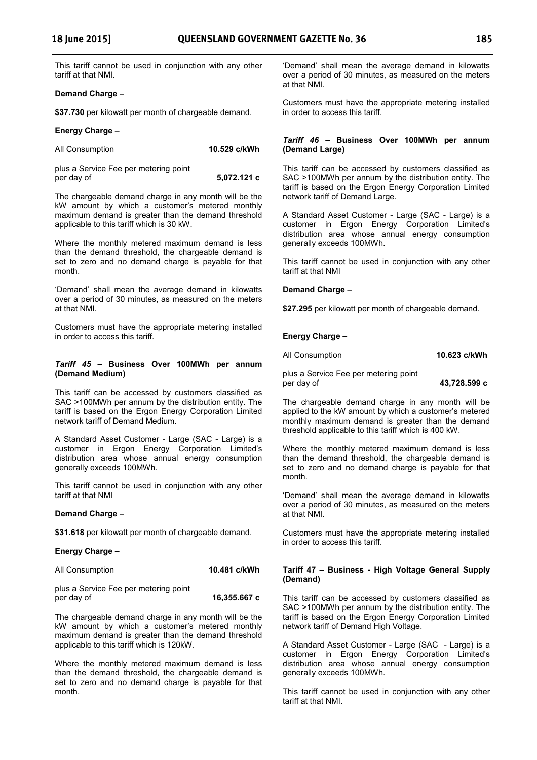This tariff cannot be used in conjunction with any other tariff at that NMI.

**Demand Charge –**

**$37.730** per kilowatt per month of chargeable demand.

**Energy Charge –**

All Consumption **10.529 c/kWh**

plus a Service Fee per metering point per day of **5,072.121 c**

The chargeable demand charge in any month will be the kW amount by which a customer's metered monthly maximum demand is greater than the demand threshold applicable to this tariff which is 30 kW.

Where the monthly metered maximum demand is less than the demand threshold, the chargeable demand is set to zero and no demand charge is payable for that month.

'Demand' shall mean the average demand in kilowatts over a period of 30 minutes, as measured on the meters at that NMI.

Customers must have the appropriate metering installed in order to access this tariff.

### *Tariff 45* – Business Over 100MWh per annum (Demand Medium)

This tariff can be accessed by customers classified as SAC >100MWh per annum by the distribution entity. The tariff is based on the Ergon Energy Corporation Limited network tariff of Demand Medium.

A Standard Asset Customer - Large (SAC - Large) is a customer in Ergon Energy Corporation Limited's distribution area whose annual energy consumption generally exceeds 100MWh.

This tariff cannot be used in conjunction with any other tariff at that NMI

**Demand Charge –**

**$31.618** per kilowatt per month of chargeable demand.

**Energy Charge –**

All Consumption **10.481 c/kWh**

plus a Service Fee per metering point per day of **16,355.667 c**

The chargeable demand charge in any month will be the kW amount by which a customer's metered monthly maximum demand is greater than the demand threshold applicable to this tariff which is 120kW.

Where the monthly metered maximum demand is less than the demand threshold, the chargeable demand is set to zero and no demand charge is payable for that month.

'Demand' shall mean the average demand in kilowatts over a period of 30 minutes, as measured on the meters at that NMI.

Customers must have the appropriate metering installed in order to access this tariff.

### *Tariff 46* – Business Over 100MWh per annum (Demand Large)

This tariff can be accessed by customers classified as SAC >100MWh per annum by the distribution entity. The tariff is based on the Ergon Energy Corporation Limited network tariff of Demand Large.

A Standard Asset Customer - Large (SAC - Large) is a customer in Ergon Energy Corporation Limited's distribution area whose annual energy consumption generally exceeds 100MWh.

This tariff cannot be used in conjunction with any other tariff at that NMI

**Demand Charge –**

**$27.295** per kilowatt per month of chargeable demand.

**Energy Charge –**

All Consumption **10.623 c/kWh**

plus a Service Fee per metering point per day of **43,728.599 c**

The chargeable demand charge in any month will be applied to the kW amount by which a customer's metered monthly maximum demand is greater than the demand threshold applicable to this tariff which is 400 kW.

Where the monthly metered maximum demand is less than the demand threshold, the chargeable demand is set to zero and no demand charge is payable for that month.

'Demand' shall mean the average demand in kilowatts over a period of 30 minutes, as measured on the meters at that NMI.

Customers must have the appropriate metering installed in order to access this tariff.

### Tariff 47 – Business - High Voltage General Supply (Demand)

This tariff can be accessed by customers classified as SAC >100MWh per annum by the distribution entity. The tariff is based on the Ergon Energy Corporation Limited network tariff of Demand High Voltage.

A Standard Asset Customer - Large (SAC - Large) is a customer in Ergon Energy Corporation Limited's distribution area whose annual energy consumption generally exceeds 100MWh.

This tariff cannot be used in conjunction with any other tariff at that NMI.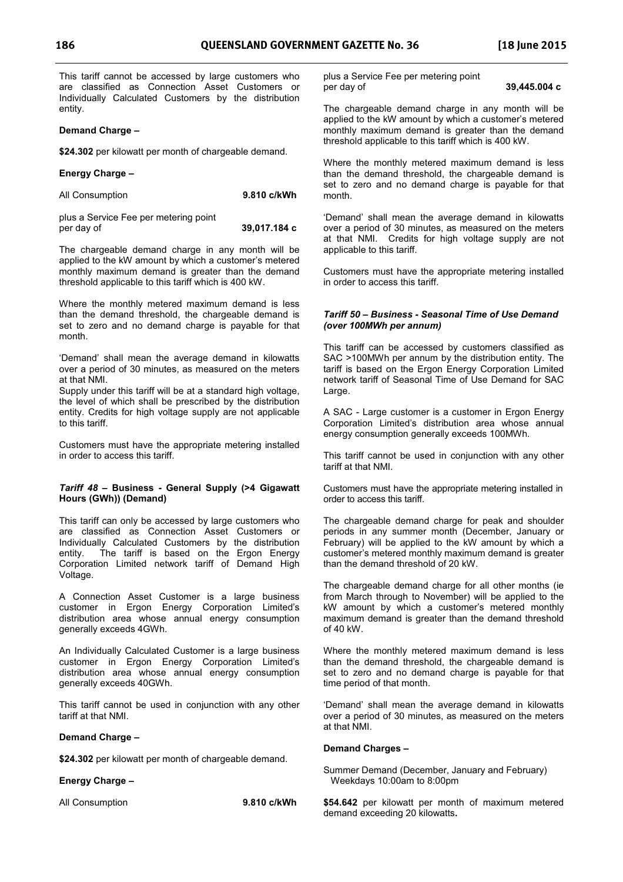This tariff cannot be accessed by large customers who are classified as Connection Asset Customers or Individually Calculated Customers by the distribution entity.

**Demand Charge –**

**$24.302** per kilowatt per month of chargeable demand.

**Energy Charge –**

| | |
|---|---|
| All Consumption | **9.810 c/kWh** |
| plus a Service Fee per metering point per day of | **39,017.184 c** |

The chargeable demand charge in any month will be applied to the kW amount by which a customer's metered monthly maximum demand is greater than the demand threshold applicable to this tariff which is 400 kW.

Where the monthly metered maximum demand is less than the demand threshold, the chargeable demand is set to zero and no demand charge is payable for that month.

'Demand' shall mean the average demand in kilowatts over a period of 30 minutes, as measured on the meters at that NMI.
Supply under this tariff will be at a standard high voltage, the level of which shall be prescribed by the distribution entity. Credits for high voltage supply are not applicable to this tariff.

Customers must have the appropriate metering installed in order to access this tariff.

### *Tariff 48* – Business - General Supply (>4 Gigawatt Hours (GWh)) (Demand)

This tariff can only be accessed by large customers who are classified as Connection Asset Customers or Individually Calculated Customers by the distribution entity. The tariff is based on the Ergon Energy Corporation Limited network tariff of Demand High Voltage.

A Connection Asset Customer is a large business customer in Ergon Energy Corporation Limited's distribution area whose annual energy consumption generally exceeds 4GWh.

An Individually Calculated Customer is a large business customer in Ergon Energy Corporation Limited's distribution area whose annual energy consumption generally exceeds 40GWh.

This tariff cannot be used in conjunction with any other tariff at that NMI.

**Demand Charge –**

**$24.302** per kilowatt per month of chargeable demand.

**Energy Charge –**

| | |
|---|---|
| All Consumption | **9.810 c/kWh** |
| plus a Service Fee per metering point per day of | **39,445.004 c** |

The chargeable demand charge in any month will be applied to the kW amount by which a customer's metered monthly maximum demand is greater than the demand threshold applicable to this tariff which is 400 kW.

Where the monthly metered maximum demand is less than the demand threshold, the chargeable demand is set to zero and no demand charge is payable for that month.

'Demand' shall mean the average demand in kilowatts over a period of 30 minutes, as measured on the meters at that NMI. Credits for high voltage supply are not applicable to this tariff.

Customers must have the appropriate metering installed in order to access this tariff.

### *Tariff 50 – Business - Seasonal Time of Use Demand (over 100MWh per annum)*

This tariff can be accessed by customers classified as SAC >100MWh per annum by the distribution entity. The tariff is based on the Ergon Energy Corporation Limited network tariff of Seasonal Time of Use Demand for SAC Large.

A SAC - Large customer is a customer in Ergon Energy Corporation Limited's distribution area whose annual energy consumption generally exceeds 100MWh.

This tariff cannot be used in conjunction with any other tariff at that NMI.

Customers must have the appropriate metering installed in order to access this tariff.

The chargeable demand charge for peak and shoulder periods in any summer month (December, January or February) will be applied to the kW amount by which a customer's metered monthly maximum demand is greater than the demand threshold of 20 kW.

The chargeable demand charge for all other months (ie from March through to November) will be applied to the kW amount by which a customer's metered monthly maximum demand is greater than the demand threshold of 40 kW.

Where the monthly metered maximum demand is less than the demand threshold, the chargeable demand is set to zero and no demand charge is payable for that time period of that month.

'Demand' shall mean the average demand in kilowatts over a period of 30 minutes, as measured on the meters at that NMI.

**Demand Charges –**

Summer Demand (December, January and February)
Weekdays 10:00am to 8:00pm

**$54.642** per kilowatt per month of maximum metered demand exceeding 20 kilowatts**.**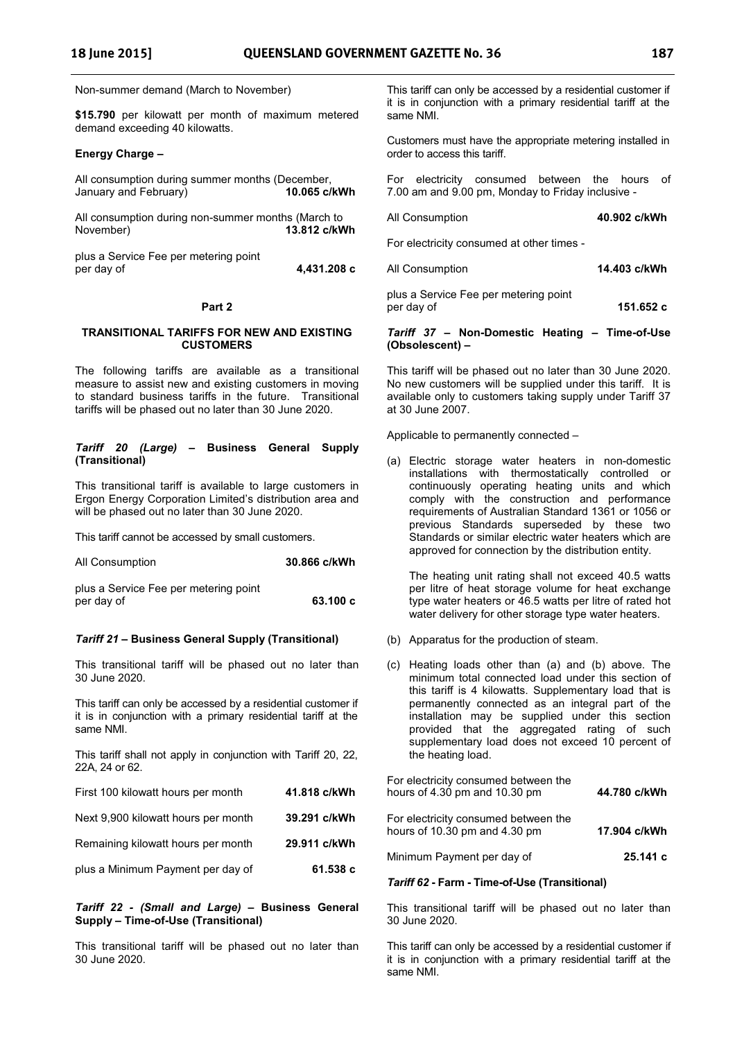Non-summer demand (March to November)

**$15.790** per kilowatt per month of maximum metered demand exceeding 40 kilowatts.

**Energy Charge –**

| | |
|---|---|
| All consumption during summer months (December, January and February) | **10.065 c/kWh** |
| All consumption during non-summer months (March to November) | **13.812 c/kWh** |
| plus a Service Fee per metering point per day of | **4,431.208 c** |

## Part 2

## TRANSITIONAL TARIFFS FOR NEW AND EXISTING CUSTOMERS

The following tariffs are available as a transitional measure to assist new and existing customers in moving to standard business tariffs in the future. Transitional tariffs will be phased out no later than 30 June 2020.

### *Tariff 20 (Large)* – Business General Supply (Transitional)

This transitional tariff is available to large customers in Ergon Energy Corporation Limited's distribution area and will be phased out no later than 30 June 2020.

This tariff cannot be accessed by small customers.

| | |
|---|---|
| All Consumption | **30.866 c/kWh** |
| plus a Service Fee per metering point per day of | **63.100 c** |

### *Tariff 21* – Business General Supply (Transitional)

This transitional tariff will be phased out no later than 30 June 2020.

This tariff can only be accessed by a residential customer if it is in conjunction with a primary residential tariff at the same NMI.

This tariff shall not apply in conjunction with Tariff 20, 22, 22A, 24 or 62.

| | |
|---|---|
| First 100 kilowatt hours per month | **41.818 c/kWh** |
| Next 9,900 kilowatt hours per month | **39.291 c/kWh** |
| Remaining kilowatt hours per month | **29.911 c/kWh** |
| plus a Minimum Payment per day of | **61.538 c** |

### *Tariff 22 - (Small and Large)* – Business General Supply – Time-of-Use (Transitional)

This transitional tariff will be phased out no later than 30 June 2020.

This tariff can only be accessed by a residential customer if it is in conjunction with a primary residential tariff at the same NMI.

Customers must have the appropriate metering installed in order to access this tariff.

For electricity consumed between the hours of 7.00 am and 9.00 pm, Monday to Friday inclusive -

| | |
|---|---|
| All Consumption | **40.902 c/kWh** |

For electricity consumed at other times -

| | |
|---|---|
| All Consumption | **14.403 c/kWh** |
| plus a Service Fee per metering point per day of | **151.652 c** |

### *Tariff 37* – Non-Domestic Heating – Time-of-Use (Obsolescent) –

This tariff will be phased out no later than 30 June 2020. No new customers will be supplied under this tariff. It is available only to customers taking supply under Tariff 37 at 30 June 2007.

Applicable to permanently connected –

(a) Electric storage water heaters in non-domestic installations with thermostatically controlled or continuously operating heating units and which comply with the construction and performance requirements of Australian Standard 1361 or 1056 or previous Standards superseded by these two Standards or similar electric water heaters which are approved for connection by the distribution entity.

The heating unit rating shall not exceed 40.5 watts per litre of heat storage volume for heat exchange type water heaters or 46.5 watts per litre of rated hot water delivery for other storage type water heaters.

(b) Apparatus for the production of steam.

(c) Heating loads other than (a) and (b) above. The minimum total connected load under this section of this tariff is 4 kilowatts. Supplementary load that is permanently connected as an integral part of the installation may be supplied under this section provided that the aggregated rating of such supplementary load does not exceed 10 percent of the heating load.

| | |
|---|---|
| For electricity consumed between the hours of 4.30 pm and 10.30 pm | **44.780 c/kWh** |
| For electricity consumed between the hours of 10.30 pm and 4.30 pm | **17.904 c/kWh** |
| Minimum Payment per day of | **25.141 c** |

### *Tariff 62* - Farm - Time-of-Use (Transitional)

This transitional tariff will be phased out no later than 30 June 2020.

This tariff can only be accessed by a residential customer if it is in conjunction with a primary residential tariff at the same NMI.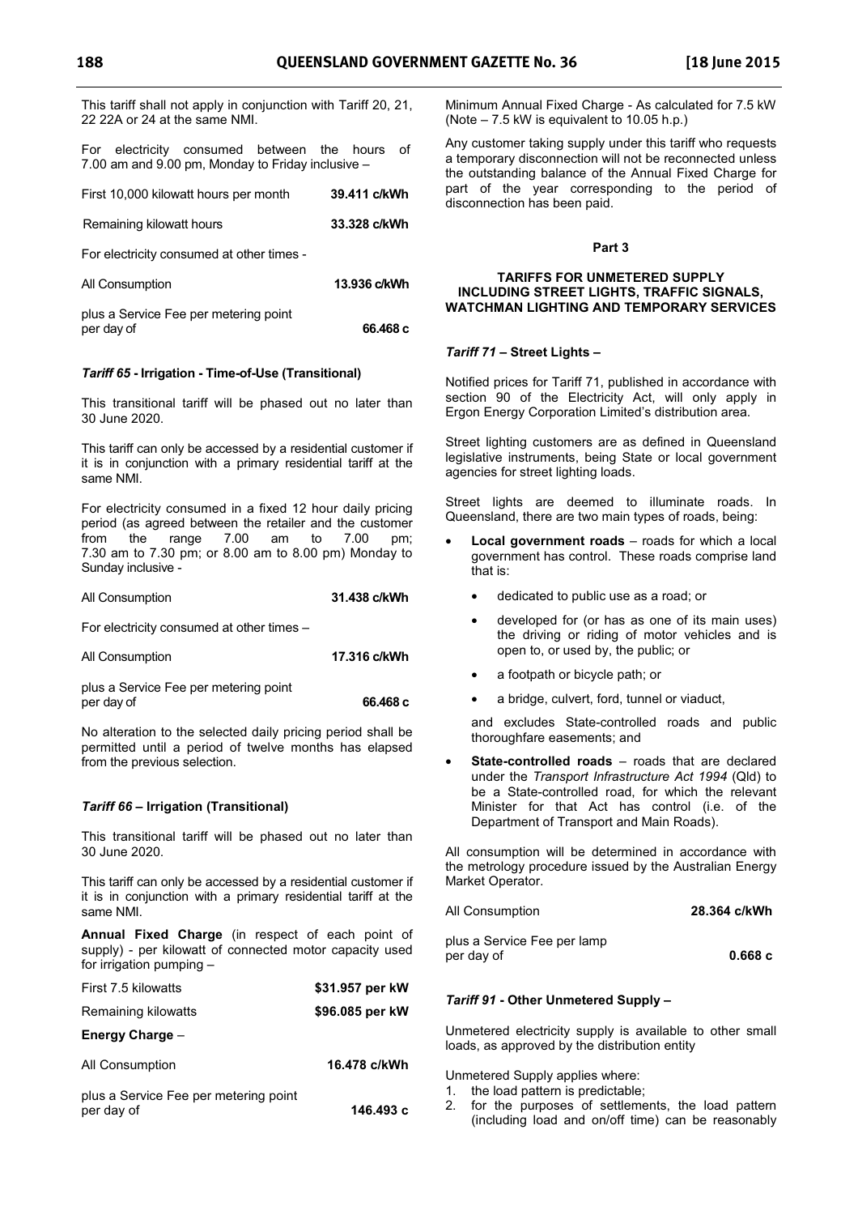This tariff shall not apply in conjunction with Tariff 20, 21, 22 22A or 24 at the same NMI.

For electricity consumed between the hours of 7.00 am and 9.00 pm, Monday to Friday inclusive –

| | |
|---|---|
| First 10,000 kilowatt hours per month | **39.411 c/kWh** |
| Remaining kilowatt hours | **33.328 c/kWh** |

For electricity consumed at other times -

| | |
|---|---|
| All Consumption | **13.936 c/kWh** |
| plus a Service Fee per metering point per day of | **66.468 c** |

### *Tariff 65* - Irrigation - Time-of-Use (Transitional)

This transitional tariff will be phased out no later than 30 June 2020.

This tariff can only be accessed by a residential customer if it is in conjunction with a primary residential tariff at the same NMI.

For electricity consumed in a fixed 12 hour daily pricing period (as agreed between the retailer and the customer from the range 7.00 am to 7.00 pm; 7.30 am to 7.30 pm; or 8.00 am to 8.00 pm) Monday to Sunday inclusive -

| | |
|---|---|
| All Consumption | **31.438 c/kWh** |

For electricity consumed at other times –

| | |
|---|---|
| All Consumption | **17.316 c/kWh** |
| plus a Service Fee per metering point per day of | **66.468 c** |

No alteration to the selected daily pricing period shall be permitted until a period of twelve months has elapsed from the previous selection.

### *Tariff 66* – Irrigation (Transitional)

This transitional tariff will be phased out no later than 30 June 2020.

This tariff can only be accessed by a residential customer if it is in conjunction with a primary residential tariff at the same NMI.

**Annual Fixed Charge** (in respect of each point of supply) - per kilowatt of connected motor capacity used for irrigation pumping –

| | |
|---|---|
| First 7.5 kilowatts | **$31.957 per kW** |
| Remaining kilowatts | **$96.085 per kW** |

**Energy Charge** –

| | |
|---|---|
| All Consumption | **16.478 c/kWh** |
| plus a Service Fee per metering point per day of | **146.493 c** |

Minimum Annual Fixed Charge - As calculated for 7.5 kW (Note – 7.5 kW is equivalent to 10.05 h.p.)

Any customer taking supply under this tariff who requests a temporary disconnection will not be reconnected unless the outstanding balance of the Annual Fixed Charge for part of the year corresponding to the period of disconnection has been paid.

## Part 3

## TARIFFS FOR UNMETERED SUPPLY INCLUDING STREET LIGHTS, TRAFFIC SIGNALS, WATCHMAN LIGHTING AND TEMPORARY SERVICES

### *Tariff 71* – Street Lights –

Notified prices for Tariff 71, published in accordance with section 90 of the Electricity Act, will only apply in Ergon Energy Corporation Limited's distribution area.

Street lighting customers are as defined in Queensland legislative instruments, being State or local government agencies for street lighting loads.

Street lights are deemed to illuminate roads. In Queensland, there are two main types of roads, being:

- **Local government roads** – roads for which a local government has control. These roads comprise land that is:
  - dedicated to public use as a road; or
  - developed for (or has as one of its main uses) the driving or riding of motor vehicles and is open to, or used by, the public; or
  - a footpath or bicycle path; or
  - a bridge, culvert, ford, tunnel or viaduct,

  and excludes State-controlled roads and public thoroughfare easements; and
- **State-controlled roads** – roads that are declared under the *Transport Infrastructure Act 1994* (Qld) to be a State-controlled road, for which the relevant Minister for that Act has control (i.e. of the Department of Transport and Main Roads).

All consumption will be determined in accordance with the metrology procedure issued by the Australian Energy Market Operator.

| | |
|---|---|
| All Consumption | **28.364 c/kWh** |
| plus a Service Fee per lamp per day of | **0.668 c** |

### *Tariff 91* - Other Unmetered Supply –

Unmetered electricity supply is available to other small loads, as approved by the distribution entity

Unmetered Supply applies where:

1. the load pattern is predictable;
2. for the purposes of settlements, the load pattern (including load and on/off time) can be reasonably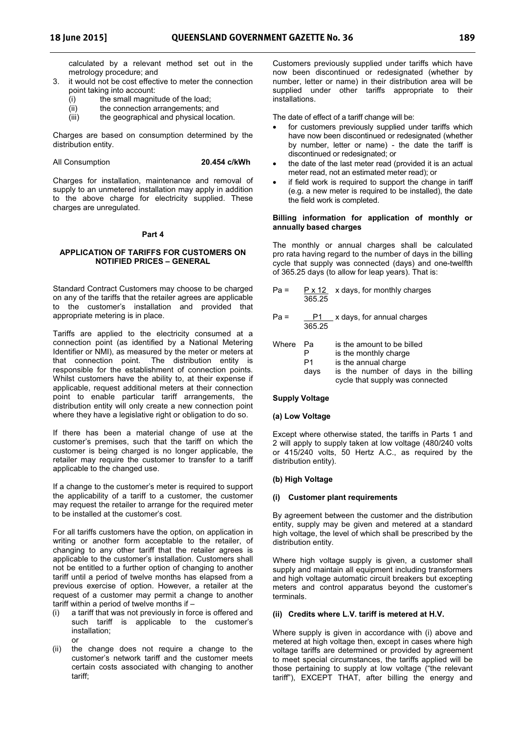calculated by a relevant method set out in the metrology procedure; and

3. it would not be cost effective to meter the connection point taking into account:
   (i) the small magnitude of the load;
   (ii) the connection arrangements; and
   (iii) the geographical and physical location.

Charges are based on consumption determined by the distribution entity.

All Consumption **20.454 c/kWh**

Charges for installation, maintenance and removal of supply to an unmetered installation may apply in addition to the above charge for electricity supplied. These charges are unregulated.

**Part 4**

**APPLICATION OF TARIFFS FOR CUSTOMERS ON NOTIFIED PRICES – GENERAL**

Standard Contract Customers may choose to be charged on any of the tariffs that the retailer agrees are applicable to the customer's installation and provided that appropriate metering is in place.

Tariffs are applied to the electricity consumed at a connection point (as identified by a National Metering Identifier or NMI), as measured by the meter or meters at that connection point. The distribution entity is responsible for the establishment of connection points. Whilst customers have the ability to, at their expense if applicable, request additional meters at their connection point to enable particular tariff arrangements, the distribution entity will only create a new connection point where they have a legislative right or obligation to do so.

If there has been a material change of use at the customer's premises, such that the tariff on which the customer is being charged is no longer applicable, the retailer may require the customer to transfer to a tariff applicable to the changed use.

If a change to the customer's meter is required to support the applicability of a tariff to a customer, the customer may request the retailer to arrange for the required meter to be installed at the customer's cost.

For all tariffs customers have the option, on application in writing or another form acceptable to the retailer, of changing to any other tariff that the retailer agrees is applicable to the customer's installation. Customers shall not be entitled to a further option of changing to another tariff until a period of twelve months has elapsed from a previous exercise of option. However, a retailer at the request of a customer may permit a change to another tariff within a period of twelve months if –

(i) a tariff that was not previously in force is offered and such tariff is applicable to the customer's installation;
   or
(ii) the change does not require a change to the customer's network tariff and the customer meets certain costs associated with changing to another tariff;

Customers previously supplied under tariffs which have now been discontinued or redesignated (whether by number, letter or name) in their distribution area will be supplied under other tariffs appropriate to their installations.

The date of effect of a tariff change will be:

- for customers previously supplied under tariffs which have now been discontinued or redesignated (whether by number, letter or name) - the date the tariff is discontinued or redesignated; or
- the date of the last meter read (provided it is an actual meter read, not an estimated meter read); or
- if field work is required to support the change in tariff (e.g. a new meter is required to be installed), the date the field work is completed.

**Billing information for application of monthly or annually based charges**

The monthly or annual charges shall be calculated pro rata having regard to the number of days in the billing cycle that supply was connected (days) and one-twelfth of 365.25 days (to allow for leap years). That is:

$$Pa = \frac{P \times 12}{365.25} \times \text{days, for monthly charges}$$

$$Pa = \frac{P1}{365.25} \times \text{days, for annual charges}$$

Where
- Pa is the amount to be billed
- P is the monthly charge
- P1 is the annual charge
- days is the number of days in the billing cycle that supply was connected

**Supply Voltage**

**(a) Low Voltage**

Except where otherwise stated, the tariffs in Parts 1 and 2 will apply to supply taken at low voltage (480/240 volts or 415/240 volts, 50 Hertz A.C., as required by the distribution entity).

**(b) High Voltage**

**(i) Customer plant requirements**

By agreement between the customer and the distribution entity, supply may be given and metered at a standard high voltage, the level of which shall be prescribed by the distribution entity.

Where high voltage supply is given, a customer shall supply and maintain all equipment including transformers and high voltage automatic circuit breakers but excepting meters and control apparatus beyond the customer's terminals.

**(ii) Credits where L.V. tariff is metered at H.V.**

Where supply is given in accordance with (i) above and metered at high voltage then, except in cases where high voltage tariffs are determined or provided by agreement to meet special circumstances, the tariffs applied will be those pertaining to supply at low voltage ("the relevant tariff"), EXCEPT THAT, after billing the energy and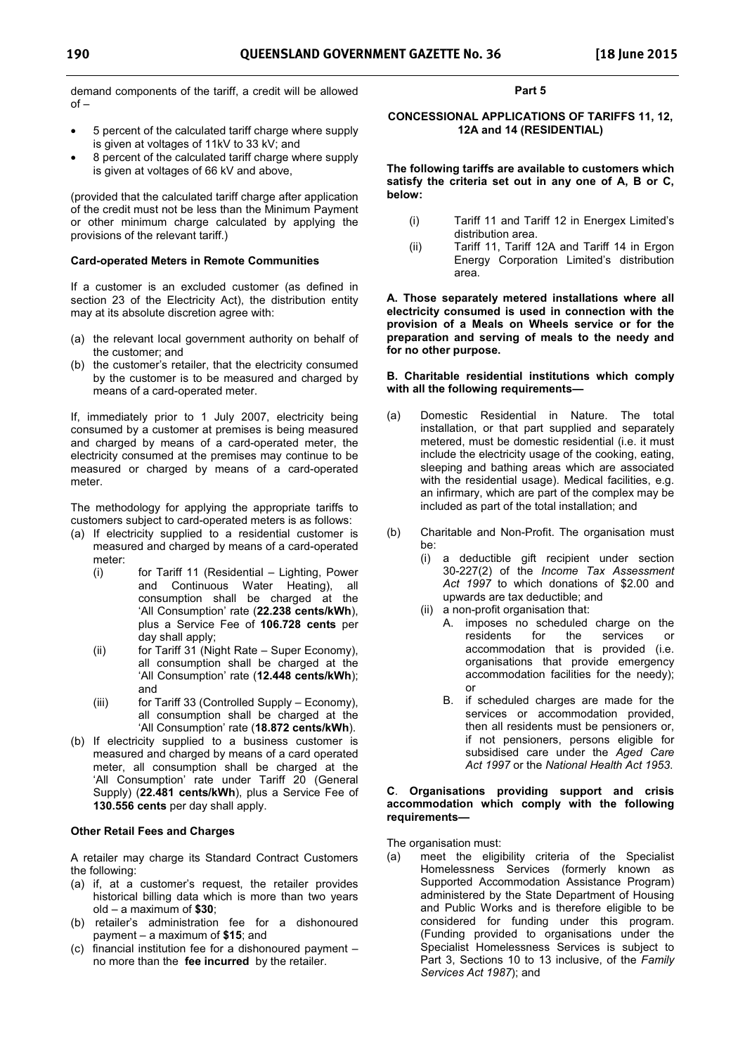demand components of the tariff, a credit will be allowed of –

- 5 percent of the calculated tariff charge where supply is given at voltages of 11kV to 33 kV; and
- 8 percent of the calculated tariff charge where supply is given at voltages of 66 kV and above,

(provided that the calculated tariff charge after application of the credit must not be less than the Minimum Payment or other minimum charge calculated by applying the provisions of the relevant tariff.)

**Card-operated Meters in Remote Communities**

If a customer is an excluded customer (as defined in section 23 of the Electricity Act), the distribution entity may at its absolute discretion agree with:

(a) the relevant local government authority on behalf of the customer; and
(b) the customer's retailer, that the electricity consumed by the customer is to be measured and charged by means of a card-operated meter.

If, immediately prior to 1 July 2007, electricity being consumed by a customer at premises is being measured and charged by means of a card-operated meter, the electricity consumed at the premises may continue to be measured or charged by means of a card-operated meter.

The methodology for applying the appropriate tariffs to customers subject to card-operated meters is as follows:

(a) If electricity supplied to a residential customer is measured and charged by means of a card-operated meter:
    (i) for Tariff 11 (Residential – Lighting, Power and Continuous Water Heating), all consumption shall be charged at the 'All Consumption' rate (**22.238 cents/kWh**), plus a Service Fee of **106.728 cents** per day shall apply;
    (ii) for Tariff 31 (Night Rate – Super Economy), all consumption shall be charged at the 'All Consumption' rate (**12.448 cents/kWh**); and
    (iii) for Tariff 33 (Controlled Supply – Economy), all consumption shall be charged at the 'All Consumption' rate (**18.872 cents/kWh**).
(b) If electricity supplied to a business customer is measured and charged by means of a card operated meter, all consumption shall be charged at the 'All Consumption' rate under Tariff 20 (General Supply) (**22.481 cents/kWh**), plus a Service Fee of **130.556 cents** per day shall apply.

**Other Retail Fees and Charges**

A retailer may charge its Standard Contract Customers the following:

(a) if, at a customer's request, the retailer provides historical billing data which is more than two years old – a maximum of **$30**;
(b) retailer's administration fee for a dishonoured payment – a maximum of **$15**; and
(c) financial institution fee for a dishonoured payment – no more than the **fee incurred** by the retailer.

**Part 5**

**CONCESSIONAL APPLICATIONS OF TARIFFS 11, 12, 12A and 14 (RESIDENTIAL)**

**The following tariffs are available to customers which satisfy the criteria set out in any one of A, B or C, below:**

(i) Tariff 11 and Tariff 12 in Energex Limited's distribution area.
(ii) Tariff 11, Tariff 12A and Tariff 14 in Ergon Energy Corporation Limited's distribution area.

**A. Those separately metered installations where all electricity consumed is used in connection with the provision of a Meals on Wheels service or for the preparation and serving of meals to the needy and for no other purpose.**

**B. Charitable residential institutions which comply with all the following requirements—**

(a) Domestic Residential in Nature. The total installation, or that part supplied and separately metered, must be domestic residential (i.e. it must include the electricity usage of the cooking, eating, sleeping and bathing areas which are associated with the residential usage). Medical facilities, e.g. an infirmary, which are part of the complex may be included as part of the total installation; and

(b) Charitable and Non-Profit. The organisation must be:
    (i) a deductible gift recipient under section 30-227(2) of the *Income Tax Assessment Act 1997* to which donations of $2.00 and upwards are tax deductible; and
    (ii) a non-profit organisation that:
        A. imposes no scheduled charge on the residents for the services or accommodation that is provided (i.e. organisations that provide emergency accommodation facilities for the needy); or
        B. if scheduled charges are made for the services or accommodation provided, then all residents must be pensioners or, if not pensioners, persons eligible for subsidised care under the *Aged Care Act 1997* or the *National Health Act 1953*.

**C. Organisations providing support and crisis accommodation which comply with the following requirements—**

The organisation must:

(a) meet the eligibility criteria of the Specialist Homelessness Services (formerly known as Supported Accommodation Assistance Program) administered by the State Department of Housing and Public Works and is therefore eligible to be considered for funding under this program. (Funding provided to organisations under the Specialist Homelessness Services is subject to Part 3, Sections 10 to 13 inclusive, of the *Family Services Act 1987*); and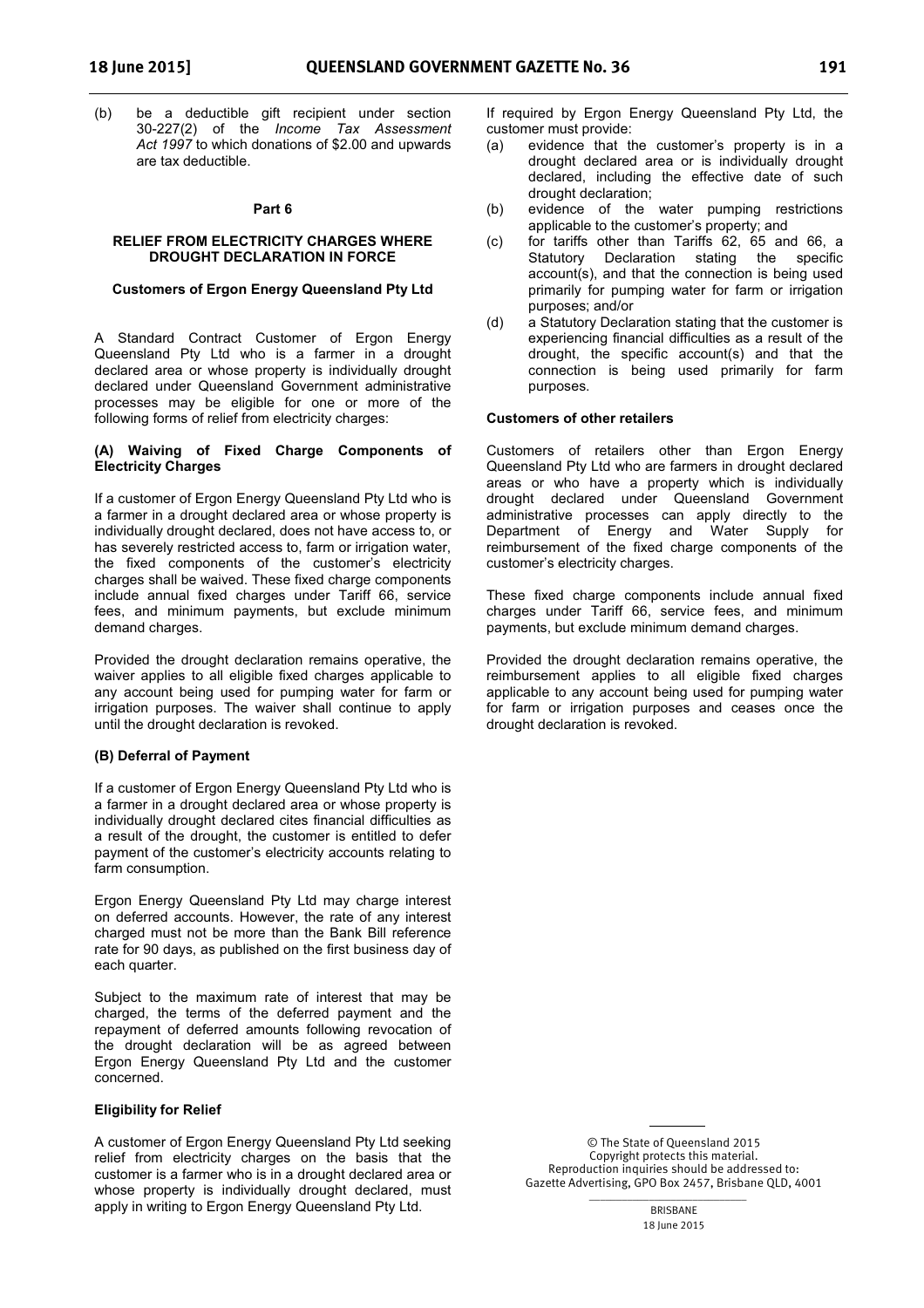(b) be a deductible gift recipient under section 30-227(2) of the *Income Tax Assessment Act 1997* to which donations of $2.00 and upwards are tax deductible.

## Part 6

## RELIEF FROM ELECTRICITY CHARGES WHERE DROUGHT DECLARATION IN FORCE

### Customers of Ergon Energy Queensland Pty Ltd

A Standard Contract Customer of Ergon Energy Queensland Pty Ltd who is a farmer in a drought declared area or whose property is individually drought declared under Queensland Government administrative processes may be eligible for one or more of the following forms of relief from electricity charges:

### (A) Waiving of Fixed Charge Components of Electricity Charges

If a customer of Ergon Energy Queensland Pty Ltd who is a farmer in a drought declared area or whose property is individually drought declared, does not have access to, or has severely restricted access to, farm or irrigation water, the fixed components of the customer's electricity charges shall be waived. These fixed charge components include annual fixed charges under Tariff 66, service fees, and minimum payments, but exclude minimum demand charges.

Provided the drought declaration remains operative, the waiver applies to all eligible fixed charges applicable to any account being used for pumping water for farm or irrigation purposes. The waiver shall continue to apply until the drought declaration is revoked.

### (B) Deferral of Payment

If a customer of Ergon Energy Queensland Pty Ltd who is a farmer in a drought declared area or whose property is individually drought declared cites financial difficulties as a result of the drought, the customer is entitled to defer payment of the customer's electricity accounts relating to farm consumption.

Ergon Energy Queensland Pty Ltd may charge interest on deferred accounts. However, the rate of any interest charged must not be more than the Bank Bill reference rate for 90 days, as published on the first business day of each quarter.

Subject to the maximum rate of interest that may be charged, the terms of the deferred payment and the repayment of deferred amounts following revocation of the drought declaration will be as agreed between Ergon Energy Queensland Pty Ltd and the customer concerned.

### Eligibility for Relief

A customer of Ergon Energy Queensland Pty Ltd seeking relief from electricity charges on the basis that the customer is a farmer who is in a drought declared area or whose property is individually drought declared, must apply in writing to Ergon Energy Queensland Pty Ltd.

If required by Ergon Energy Queensland Pty Ltd, the customer must provide:

(a) evidence that the customer's property is in a drought declared area or is individually drought declared, including the effective date of such drought declaration;

(b) evidence of the water pumping restrictions applicable to the customer's property; and

(c) for tariffs other than Tariffs 62, 65 and 66, a Statutory Declaration stating the specific account(s), and that the connection is being used primarily for pumping water for farm or irrigation purposes; and/or

(d) a Statutory Declaration stating that the customer is experiencing financial difficulties as a result of the drought, the specific account(s) and that the connection is being used primarily for farm purposes.

### Customers of other retailers

Customers of retailers other than Ergon Energy Queensland Pty Ltd who are farmers in drought declared areas or who have a property which is individually drought declared under Queensland Government administrative processes can apply directly to the Department of Energy and Water Supply for reimbursement of the fixed charge components of the customer's electricity charges.

These fixed charge components include annual fixed charges under Tariff 66, service fees, and minimum payments, but exclude minimum demand charges.

Provided the drought declaration remains operative, the reimbursement applies to all eligible fixed charges applicable to any account being used for pumping water for farm or irrigation purposes and ceases once the drought declaration is revoked.

© The State of Queensland 2015
Copyright protects this material.
Reproduction inquiries should be addressed to:
Gazette Advertising, GPO Box 2457, Brisbane QLD, 4001

BRISBANE
18 June 2015